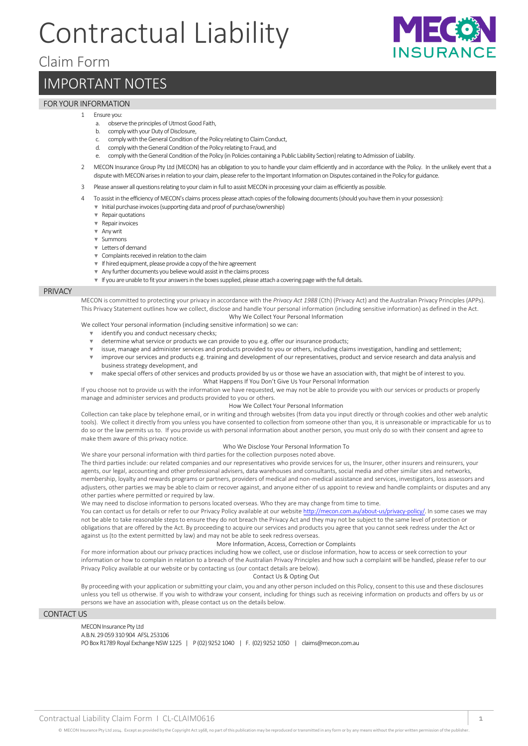# Contractual Liability

Claim Form

## IMPORTANT NOTES

### FOR YOUR INFORMATION

1. Ensure you:
   a. observe the principles of Utmost Good Faith,
   b. comply with your Duty of Disclosure,
   c. comply with the General Condition of the Policy relating to Claim Conduct,
   d. comply with the General Condition of the Policy relating to Fraud, and
   e. comply with the General Condition of the Policy (in Policies containing a Public Liability Section) relating to Admission of Liability.
2. MECON Insurance Group Pty Ltd (MECON) has an obligation to you to handle your claim efficiently and in accordance with the Policy. In the unlikely event that a dispute with MECON arises in relation to your claim, please refer to the Important Information on Disputes contained in the Policy for guidance.
3. Please answer all questions relating to your claim in full to assist MECON in processing your claim as efficiently as possible.
4. To assist in the efficiency of MECON's claims process please attach copies of the following documents (should you have them in your possession):
   - Initial purchase invoices (supporting data and proof of purchase/ownership)
   - Repair quotations
   - Repair invoices
   - Any writ
   - Summons
   - Letters of demand
   - Complaints received in relation to the claim
   - If hired equipment, please provide a copy of the hire agreement
   - Any further documents you believe would assist in the claims process
   - If you are unable to fit your answers in the boxes supplied, please attach a covering page with the full details.

### PRIVACY

MECON is committed to protecting your privacy in accordance with the *Privacy Act 1988* (Cth) (Privacy Act) and the Australian Privacy Principles (APPs). This Privacy Statement outlines how we collect, disclose and handle Your personal information (including sensitive information) as defined in the Act.

Why We Collect Your Personal Information

We collect Your personal information (including sensitive information) so we can:

- identify you and conduct necessary checks;
- determine what service or products we can provide to you e.g. offer our insurance products;
- issue, manage and administer services and products provided to you or others, including claims investigation, handling and settlement;
- improve our services and products e.g. training and development of our representatives, product and service research and data analysis and business strategy development, and
- make special offers of other services and products provided by us or those we have an association with, that might be of interest to you.

What Happens If You Don't Give Us Your Personal Information

If you choose not to provide us with the information we have requested, we may not be able to provide you with our services or products or properly manage and administer services and products provided to you or others.

How We Collect Your Personal Information

Collection can take place by telephone email, or in writing and through websites (from data you input directly or through cookies and other web analytic tools). We collect it directly from you unless you have consented to collection from someone other than you, it is unreasonable or impracticable for us to do so or the law permits us to. If you provide us with personal information about another person, you must only do so with their consent and agree to make them aware of this privacy notice.

Who We Disclose Your Personal Information To

We share your personal information with third parties for the collection purposes noted above.

The third parties include: our related companies and our representatives who provide services for us, the Insurer, other insurers and reinsurers, your agents, our legal, accounting and other professional advisers, data warehouses and consultants, social media and other similar sites and networks, membership, loyalty and rewards programs or partners, providers of medical and non-medical assistance and services, investigators, loss assessors and adjusters, other parties we may be able to claim or recover against, and anyone either of us appoint to review and handle complaints or disputes and any other parties where permitted or required by law.

We may need to disclose information to persons located overseas. Who they are may change from time to time.

You can contact us for details or refer to our Privacy Policy available at our website http://mecon.com.au/about-us/privacy-policy/. In some cases we may not be able to take reasonable steps to ensure they do not breach the Privacy Act and they may not be subject to the same level of protection or obligations that are offered by the Act. By proceeding to acquire our services and products you agree that you cannot seek redress under the Act or against us (to the extent permitted by law) and may not be able to seek redress overseas.

More Information, Access, Correction or Complaints

For more information about our privacy practices including how we collect, use or disclose information, how to access or seek correction to your information or how to complain in relation to a breach of the Australian Privacy Principles and how such a complaint will be handled, please refer to our Privacy Policy available at our website or by contacting us (our contact details are below).

Contact Us & Opting Out

By proceeding with your application or submitting your claim, you and any other person included on this Policy, consent to this use and these disclosures unless you tell us otherwise. If you wish to withdraw your consent, including for things such as receiving information on products and offers by us or persons we have an association with, please contact us on the details below.

### CONTACT US

MECON Insurance Pty Ltd
A.B.N. 29 059 310 904 AFSL 253106
PO Box R1789 Royal Exchange NSW 1225 | P (02) 9252 1040 | F. (02) 9252 1050 | claims@mecon.com.au

© MECON Insurance Pty Ltd 2014. Except as provided by the Copyright Act 1968, no part of this publication may be reproduced or transmitted in any form or by any means without the prior written permission of the publisher.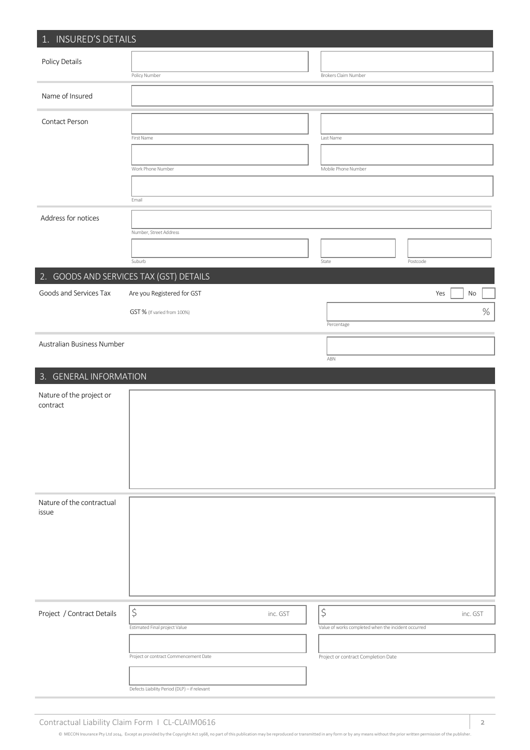## 1. INSURED'S DETAILS

**Policy Details**

Policy Number

Brokers Claim Number

**Name of Insured**

**Contact Person**

First Name

Last Name

Work Phone Number

Mobile Phone Number

Email

**Address for notices**

Number, Street Address

Suburb

State

Postcode

## 2. GOODS AND SERVICES TAX (GST) DETAILS

**Goods and Services Tax**

Are you Registered for GST — Yes ☐ No ☐

GST % (If varied from 100%) — %

Percentage

**Australian Business Number**

ABN

## 3. GENERAL INFORMATION

**Nature of the project or contract**

**Nature of the contractual issue**

**Project / Contract Details**

$ inc. GST

Estimated Final project Value

$ inc. GST

Value of works completed when the incident occurred

Project or contract Commencement Date

Project or contract Completion Date

Defects Liability Period (DLP) – if relevant

Contractual Liability Claim Form I CL-CLAIM0616

© MECON Insurance Pty Ltd 2014. Except as provided by the Copyright Act 1968, no part of this publication may be reproduced or transmitted in any form or by any means without the prior written permission of the publisher.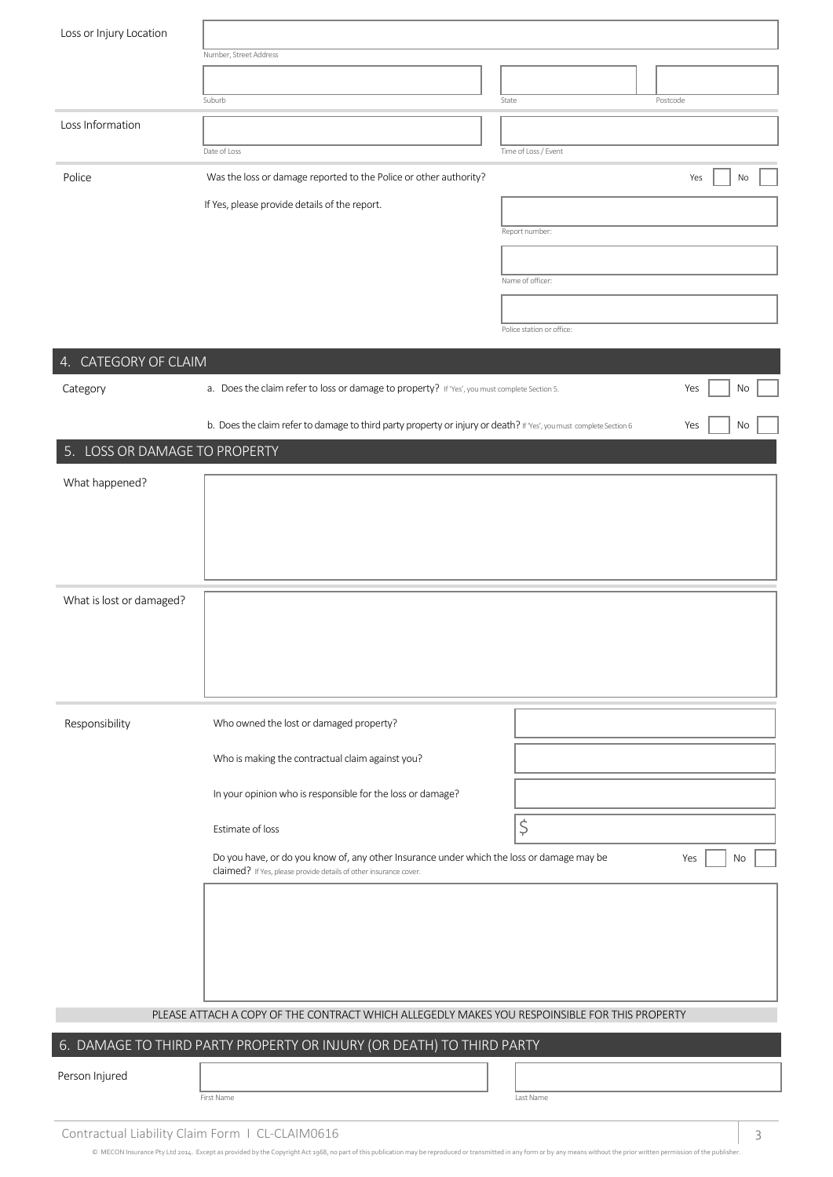Loss or Injury Location

Number, Street Address

Suburb | State | Postcode

Loss Information

Date of Loss | Time of Loss / Event

Police

Was the loss or damage reported to the Police or other authority? Yes ☐ No ☐

If Yes, please provide details of the report.

Report number:

Name of officer:

Police station or office:

## 4. CATEGORY OF CLAIM

Category

a. Does the claim refer to loss or damage to property? If 'Yes', you must complete Section 5. Yes ☐ No ☐

b. Does the claim refer to damage to third party property or injury or death? If 'Yes', you must complete Section 6 Yes ☐ No ☐

## 5. LOSS OR DAMAGE TO PROPERTY

What happened?

What is lost or damaged?

Responsibility

Who owned the lost or damaged property?

Who is making the contractual claim against you?

In your opinion who is responsible for the loss or damage?

Estimate of loss $

Do you have, or do you know of, any other Insurance under which the loss or damage may be claimed? If Yes, please provide details of other insurance cover. Yes ☐ No ☐

PLEASE ATTACH A COPY OF THE CONTRACT WHICH ALLEGEDLY MAKES YOU RESPOINSIBLE FOR THIS PROPERTY

## 6. DAMAGE TO THIRD PARTY PROPERTY OR INJURY (OR DEATH) TO THIRD PARTY

Person Injured

First Name | Last Name

Contractual Liability Claim Form I CL-CLAIM0616

© MECON Insurance Pty Ltd 2014. Except as provided by the Copyright Act 1968, no part of this publication may be reproduced or transmitted in any form or by any means without the prior written permission of the publisher.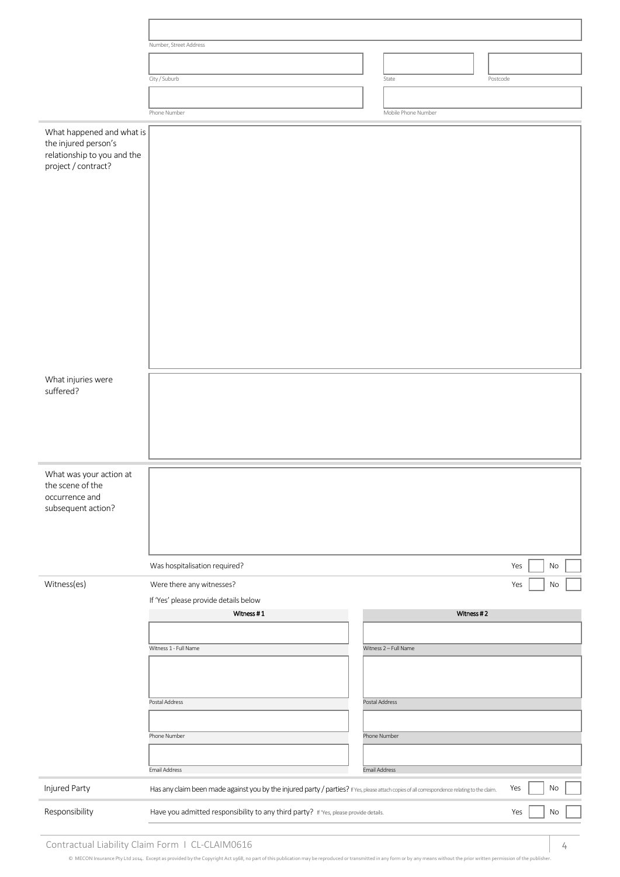| | | | |
|---|---|---|---|
| | Number, Street Address | | |
| | City / Suburb | State | Postcode |
| | Phone Number | Mobile Phone Number | |

| | |
|---|---|
| What happened and what is the injured person's relationship to you and the project / contract? | |
| What injuries were suffered? | |
| What was your action at the scene of the occurrence and subsequent action? | |
| | Was hospitalisation required? Yes ☐ No ☐ |
| Witness(es) | Were there any witnesses? Yes ☐ No ☐ |
| | If 'Yes' please provide details below |

| Witness # 1 | Witness # 2 |
|---|---|
| Witness 1 - Full Name | Witness 2 – Full Name |
| Postal Address | Postal Address |
| Phone Number | Phone Number |
| Email Address | Email Address |

| | |
|---|---|
| Injured Party | Has any claim been made against you by the injured party / parties? If Yes, please attach copies of all correspondence relating to the claim. Yes ☐ No ☐ |
| Responsibility | Have you admitted responsibility to any third party? If 'Yes, please provide details. Yes ☐ No ☐ |

Contractual Liability Claim Form I CL-CLAIM0616

© MECON Insurance Pty Ltd 2014. Except as provided by the Copyright Act 1968, no part of this publication may be reproduced or transmitted in any form or by any means without the prior written permission of the publisher.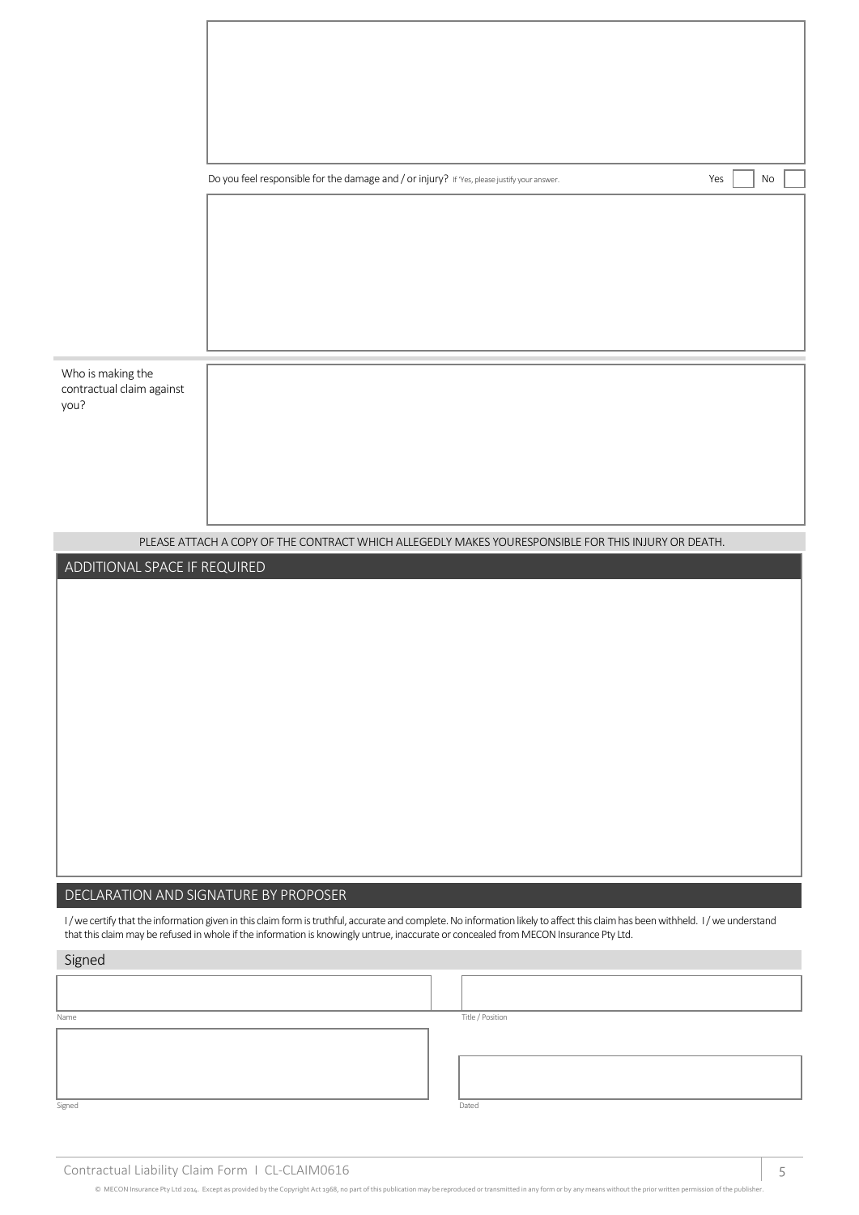Do you feel responsible for the damage and / or injury? If 'Yes, please justify your answer.

Yes ☐ No ☐

Who is making the contractual claim against you?

PLEASE ATTACH A COPY OF THE CONTRACT WHICH ALLEGEDLY MAKES YOURESPONSIBLE FOR THIS INJURY OR DEATH.

## ADDITIONAL SPACE IF REQUIRED

## DECLARATION AND SIGNATURE BY PROPOSER

I / we certify that the information given in this claim form is truthful, accurate and complete. No information likely to affect this claim has been withheld. I / we understand that this claim may be refused in whole if the information is knowingly untrue, inaccurate or concealed from MECON Insurance Pty Ltd.

### Signed

Name

Title / Position

Signed

Dated

Contractual Liability Claim Form I CL-CLAIM0616

© MECON Insurance Pty Ltd 2014. Except as provided by the Copyright Act 1968, no part of this publication may be reproduced or transmitted in any form or by any means without the prior written permission of the publisher.